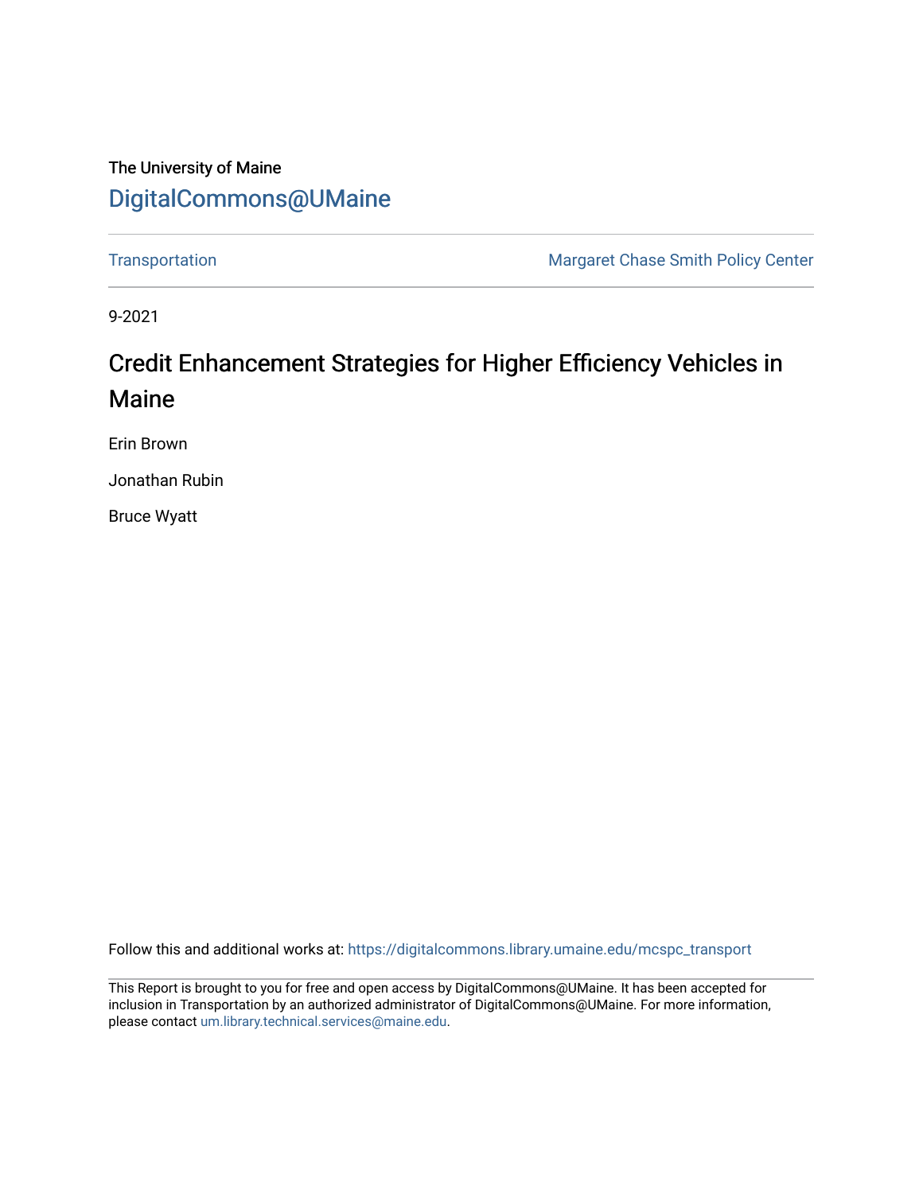The University of Maine

# DigitalCommons@UMaine

Transportation | Margaret Chase Smith Policy Center

9-2021

## Credit Enhancement Strategies for Higher Efficiency Vehicles in Maine

Erin Brown

Jonathan Rubin

Bruce Wyatt

Follow this and additional works at: https://digitalcommons.library.umaine.edu/mcspc_transport

This Report is brought to you for free and open access by DigitalCommons@UMaine. It has been accepted for inclusion in Transportation by an authorized administrator of DigitalCommons@UMaine. For more information, please contact um.library.technical.services@maine.edu.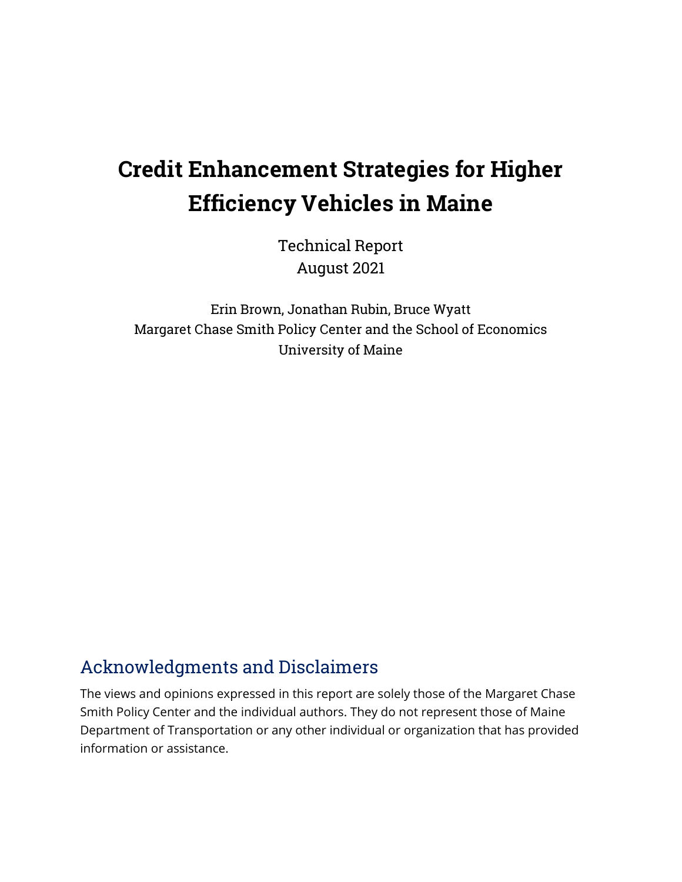# Credit Enhancement Strategies for Higher Efficiency Vehicles in Maine

Technical Report
August 2021

Erin Brown, Jonathan Rubin, Bruce Wyatt
Margaret Chase Smith Policy Center and the School of Economics
University of Maine

## Acknowledgments and Disclaimers

The views and opinions expressed in this report are solely those of the Margaret Chase Smith Policy Center and the individual authors. They do not represent those of Maine Department of Transportation or any other individual or organization that has provided information or assistance.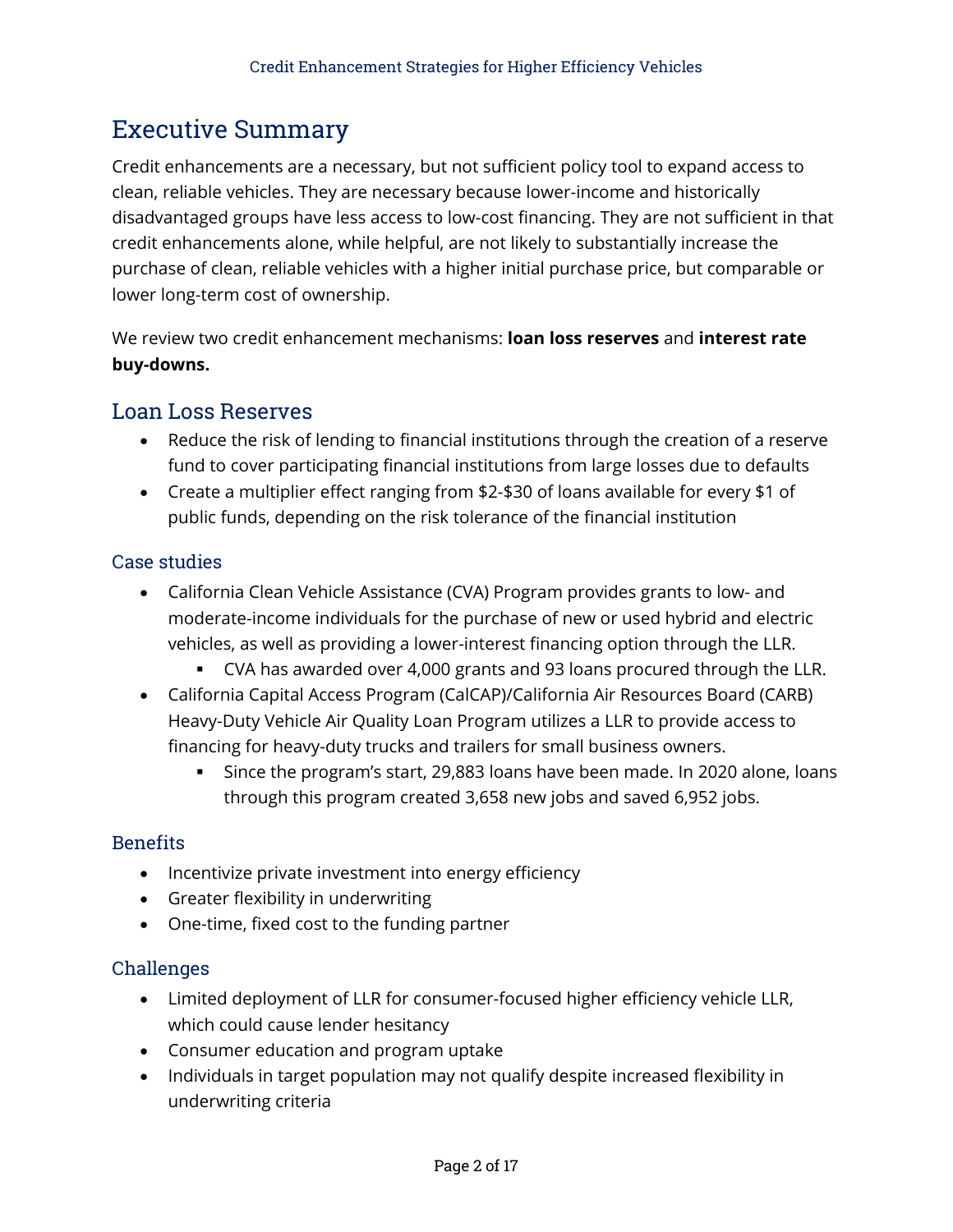# Executive Summary

Credit enhancements are a necessary, but not sufficient policy tool to expand access to clean, reliable vehicles. They are necessary because lower-income and historically disadvantaged groups have less access to low-cost financing. They are not sufficient in that credit enhancements alone, while helpful, are not likely to substantially increase the purchase of clean, reliable vehicles with a higher initial purchase price, but comparable or lower long-term cost of ownership.

We review two credit enhancement mechanisms: **loan loss reserves** and **interest rate buy-downs.**

## Loan Loss Reserves

- Reduce the risk of lending to financial institutions through the creation of a reserve fund to cover participating financial institutions from large losses due to defaults
- Create a multiplier effect ranging from \$2-\$30 of loans available for every \$1 of public funds, depending on the risk tolerance of the financial institution

### Case studies

- California Clean Vehicle Assistance (CVA) Program provides grants to low- and moderate-income individuals for the purchase of new or used hybrid and electric vehicles, as well as providing a lower-interest financing option through the LLR.
  - CVA has awarded over 4,000 grants and 93 loans procured through the LLR.
- California Capital Access Program (CalCAP)/California Air Resources Board (CARB) Heavy-Duty Vehicle Air Quality Loan Program utilizes a LLR to provide access to financing for heavy-duty trucks and trailers for small business owners.
  - Since the program's start, 29,883 loans have been made. In 2020 alone, loans through this program created 3,658 new jobs and saved 6,952 jobs.

### Benefits

- Incentivize private investment into energy efficiency
- Greater flexibility in underwriting
- One-time, fixed cost to the funding partner

### Challenges

- Limited deployment of LLR for consumer-focused higher efficiency vehicle LLR, which could cause lender hesitancy
- Consumer education and program uptake
- Individuals in target population may not qualify despite increased flexibility in underwriting criteria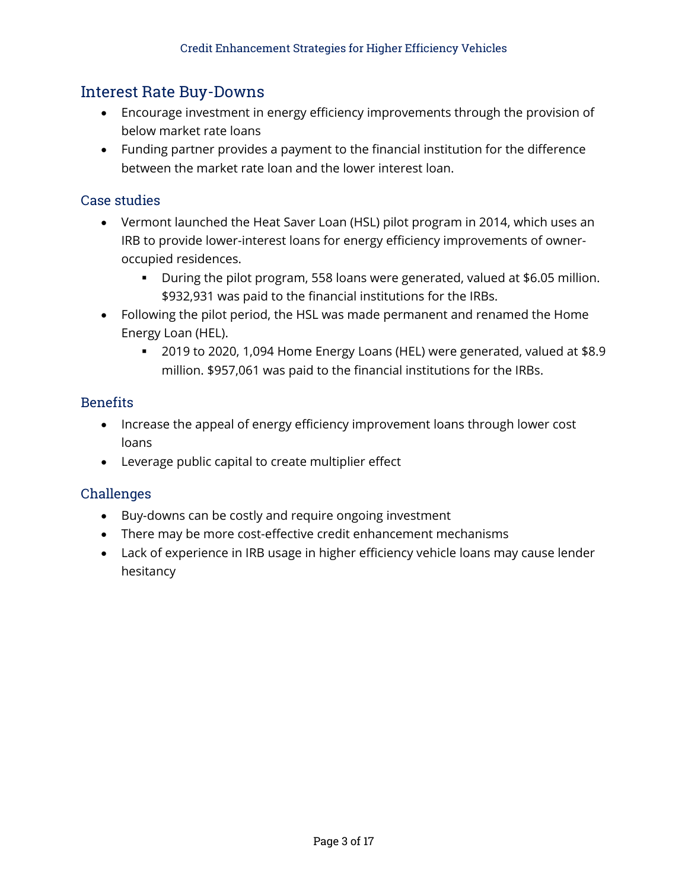## Interest Rate Buy-Downs

- Encourage investment in energy efficiency improvements through the provision of below market rate loans
- Funding partner provides a payment to the financial institution for the difference between the market rate loan and the lower interest loan.

### Case studies

- Vermont launched the Heat Saver Loan (HSL) pilot program in 2014, which uses an IRB to provide lower-interest loans for energy efficiency improvements of owner-occupied residences.
  - During the pilot program, 558 loans were generated, valued at $6.05 million. $932,931 was paid to the financial institutions for the IRBs.
- Following the pilot period, the HSL was made permanent and renamed the Home Energy Loan (HEL).
  - 2019 to 2020, 1,094 Home Energy Loans (HEL) were generated, valued at $8.9 million. $957,061 was paid to the financial institutions for the IRBs.

### Benefits

- Increase the appeal of energy efficiency improvement loans through lower cost loans
- Leverage public capital to create multiplier effect

### Challenges

- Buy-downs can be costly and require ongoing investment
- There may be more cost-effective credit enhancement mechanisms
- Lack of experience in IRB usage in higher efficiency vehicle loans may cause lender hesitancy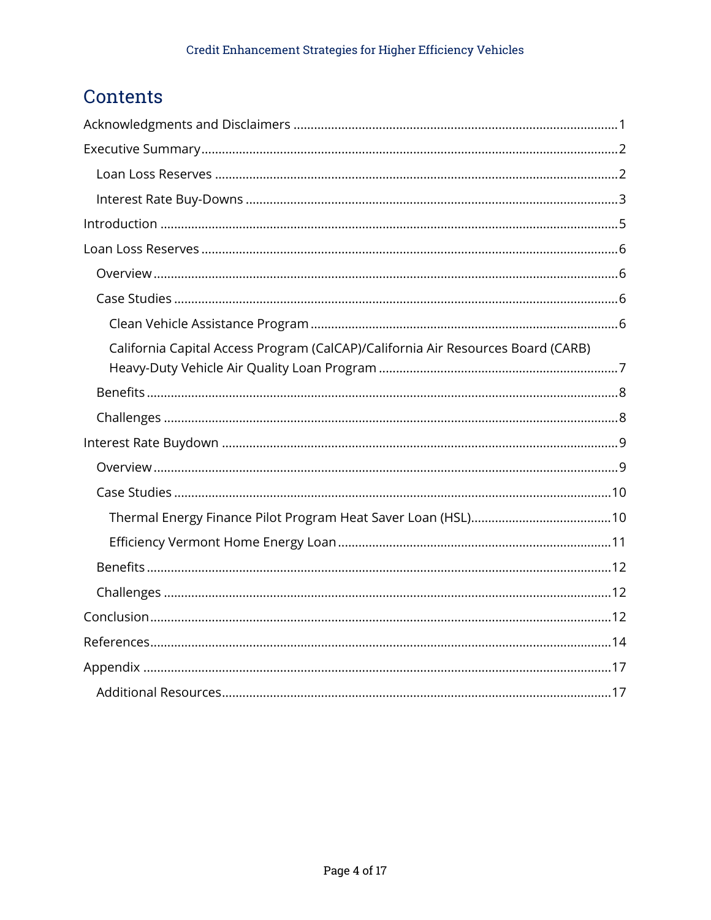# Contents

- Acknowledgments and Disclaimers ..... 1
- Executive Summary ..... 2
  - Loan Loss Reserves ..... 2
  - Interest Rate Buy-Downs ..... 3
- Introduction ..... 5
- Loan Loss Reserves ..... 6
  - Overview ..... 6
  - Case Studies ..... 6
    - Clean Vehicle Assistance Program ..... 6
    - California Capital Access Program (CalCAP)/California Air Resources Board (CARB) Heavy-Duty Vehicle Air Quality Loan Program ..... 7
  - Benefits ..... 8
  - Challenges ..... 8
- Interest Rate Buydown ..... 9
  - Overview ..... 9
  - Case Studies ..... 10
    - Thermal Energy Finance Pilot Program Heat Saver Loan (HSL) ..... 10
    - Efficiency Vermont Home Energy Loan ..... 11
  - Benefits ..... 12
  - Challenges ..... 12
- Conclusion ..... 12
- References ..... 14
- Appendix ..... 17
  - Additional Resources ..... 17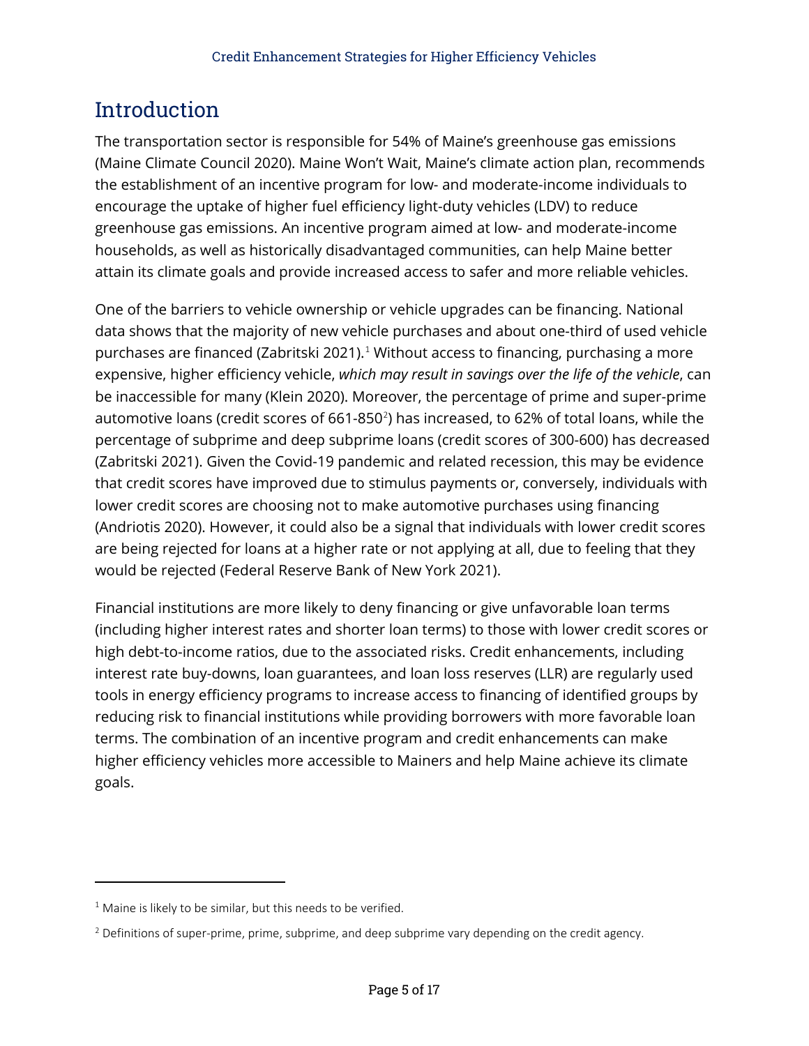# Introduction

The transportation sector is responsible for 54% of Maine's greenhouse gas emissions (Maine Climate Council 2020). Maine Won't Wait, Maine's climate action plan, recommends the establishment of an incentive program for low- and moderate-income individuals to encourage the uptake of higher fuel efficiency light-duty vehicles (LDV) to reduce greenhouse gas emissions. An incentive program aimed at low- and moderate-income households, as well as historically disadvantaged communities, can help Maine better attain its climate goals and provide increased access to safer and more reliable vehicles.

One of the barriers to vehicle ownership or vehicle upgrades can be financing. National data shows that the majority of new vehicle purchases and about one-third of used vehicle purchases are financed (Zabritski 2021).[1] Without access to financing, purchasing a more expensive, higher efficiency vehicle, *which may result in savings over the life of the vehicle*, can be inaccessible for many (Klein 2020). Moreover, the percentage of prime and super-prime automotive loans (credit scores of 661-850[2]) has increased, to 62% of total loans, while the percentage of subprime and deep subprime loans (credit scores of 300-600) has decreased (Zabritski 2021). Given the Covid-19 pandemic and related recession, this may be evidence that credit scores have improved due to stimulus payments or, conversely, individuals with lower credit scores are choosing not to make automotive purchases using financing (Andriotis 2020). However, it could also be a signal that individuals with lower credit scores are being rejected for loans at a higher rate or not applying at all, due to feeling that they would be rejected (Federal Reserve Bank of New York 2021).

Financial institutions are more likely to deny financing or give unfavorable loan terms (including higher interest rates and shorter loan terms) to those with lower credit scores or high debt-to-income ratios, due to the associated risks. Credit enhancements, including interest rate buy-downs, loan guarantees, and loan loss reserves (LLR) are regularly used tools in energy efficiency programs to increase access to financing of identified groups by reducing risk to financial institutions while providing borrowers with more favorable loan terms. The combination of an incentive program and credit enhancements can make higher efficiency vehicles more accessible to Mainers and help Maine achieve its climate goals.

---

[1] Maine is likely to be similar, but this needs to be verified.

[2] Definitions of super-prime, prime, subprime, and deep subprime vary depending on the credit agency.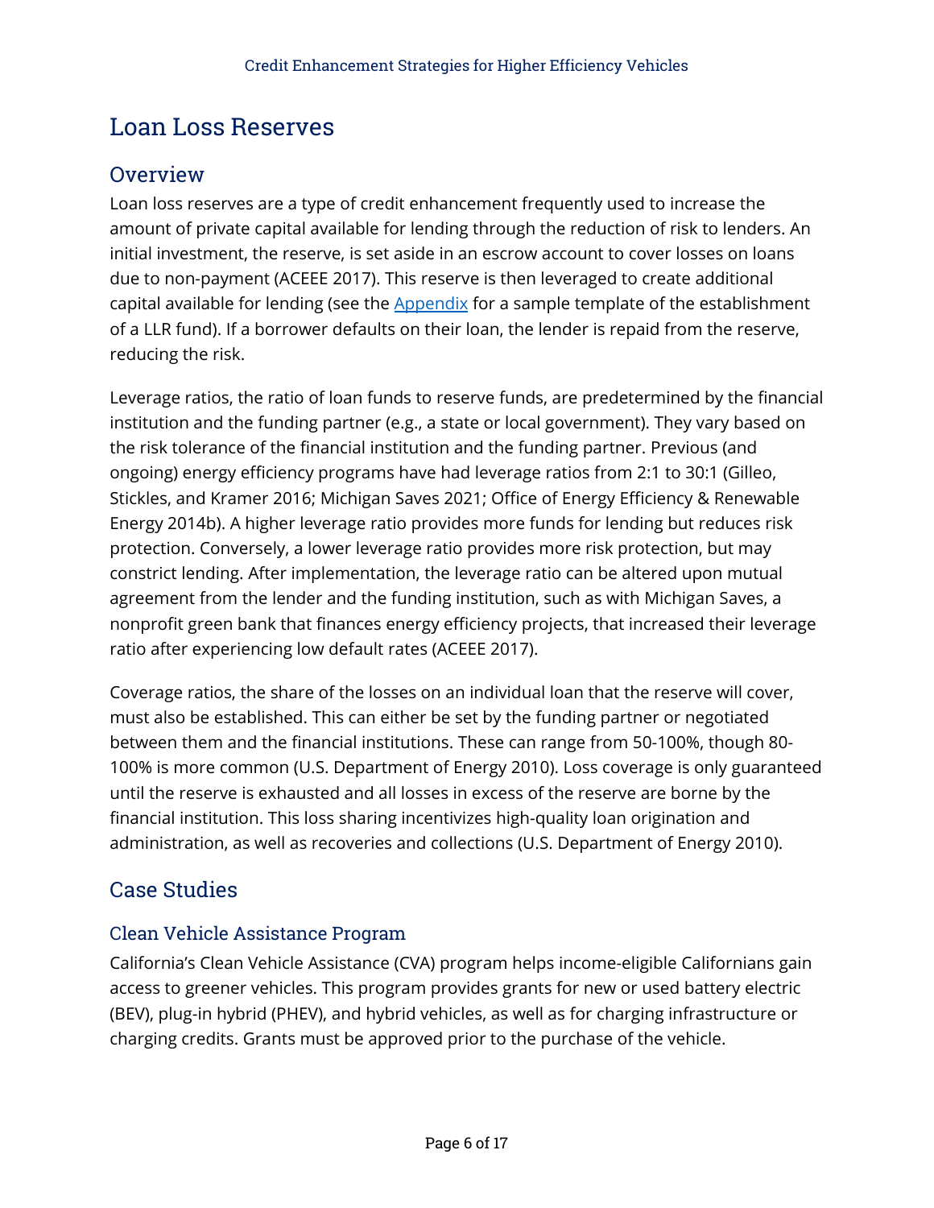# Loan Loss Reserves

## Overview

Loan loss reserves are a type of credit enhancement frequently used to increase the amount of private capital available for lending through the reduction of risk to lenders. An initial investment, the reserve, is set aside in an escrow account to cover losses on loans due to non-payment (ACEEE 2017). This reserve is then leveraged to create additional capital available for lending (see the Appendix for a sample template of the establishment of a LLR fund). If a borrower defaults on their loan, the lender is repaid from the reserve, reducing the risk.

Leverage ratios, the ratio of loan funds to reserve funds, are predetermined by the financial institution and the funding partner (e.g., a state or local government). They vary based on the risk tolerance of the financial institution and the funding partner. Previous (and ongoing) energy efficiency programs have had leverage ratios from 2:1 to 30:1 (Gilleo, Stickles, and Kramer 2016; Michigan Saves 2021; Office of Energy Efficiency & Renewable Energy 2014b). A higher leverage ratio provides more funds for lending but reduces risk protection. Conversely, a lower leverage ratio provides more risk protection, but may constrict lending. After implementation, the leverage ratio can be altered upon mutual agreement from the lender and the funding institution, such as with Michigan Saves, a nonprofit green bank that finances energy efficiency projects, that increased their leverage ratio after experiencing low default rates (ACEEE 2017).

Coverage ratios, the share of the losses on an individual loan that the reserve will cover, must also be established. This can either be set by the funding partner or negotiated between them and the financial institutions. These can range from 50-100%, though 80-100% is more common (U.S. Department of Energy 2010). Loss coverage is only guaranteed until the reserve is exhausted and all losses in excess of the reserve are borne by the financial institution. This loss sharing incentivizes high-quality loan origination and administration, as well as recoveries and collections (U.S. Department of Energy 2010).

## Case Studies

### Clean Vehicle Assistance Program

California's Clean Vehicle Assistance (CVA) program helps income-eligible Californians gain access to greener vehicles. This program provides grants for new or used battery electric (BEV), plug-in hybrid (PHEV), and hybrid vehicles, as well as for charging infrastructure or charging credits. Grants must be approved prior to the purchase of the vehicle.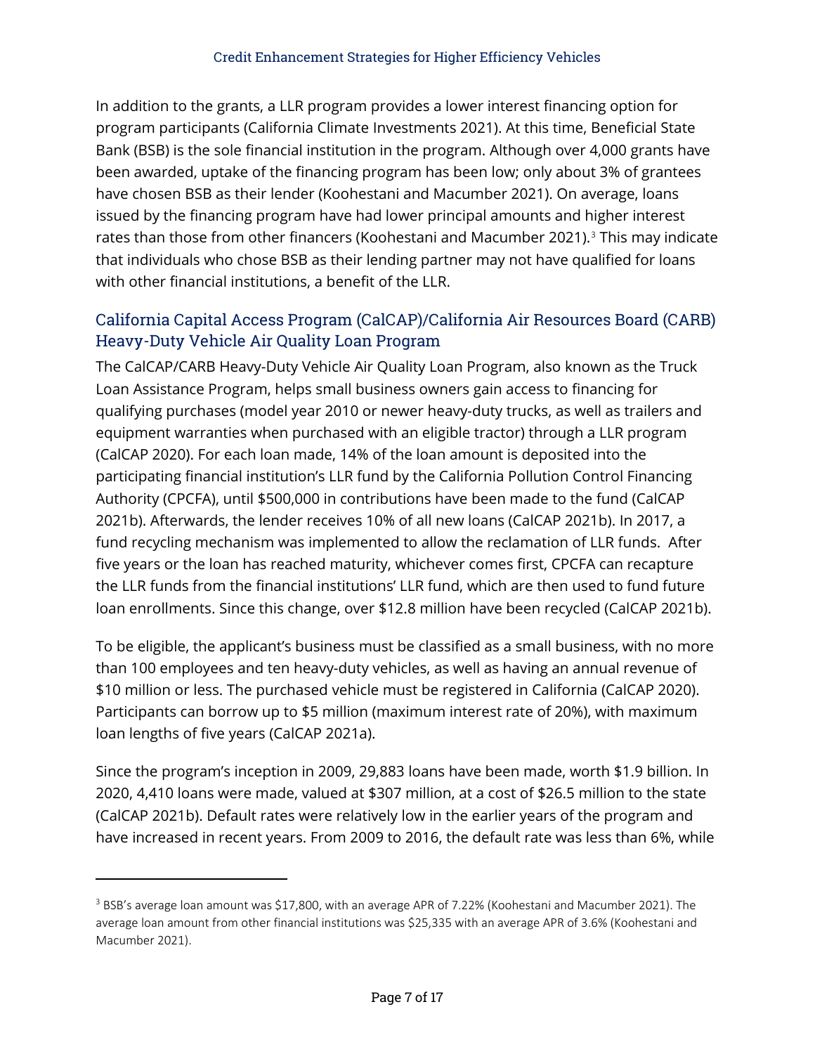In addition to the grants, a LLR program provides a lower interest financing option for program participants (California Climate Investments 2021). At this time, Beneficial State Bank (BSB) is the sole financial institution in the program. Although over 4,000 grants have been awarded, uptake of the financing program has been low; only about 3% of grantees have chosen BSB as their lender (Koohestani and Macumber 2021). On average, loans issued by the financing program have had lower principal amounts and higher interest rates than those from other financers (Koohestani and Macumber 2021).[3] This may indicate that individuals who chose BSB as their lending partner may not have qualified for loans with other financial institutions, a benefit of the LLR.

## California Capital Access Program (CalCAP)/California Air Resources Board (CARB) Heavy-Duty Vehicle Air Quality Loan Program

The CalCAP/CARB Heavy-Duty Vehicle Air Quality Loan Program, also known as the Truck Loan Assistance Program, helps small business owners gain access to financing for qualifying purchases (model year 2010 or newer heavy-duty trucks, as well as trailers and equipment warranties when purchased with an eligible tractor) through a LLR program (CalCAP 2020). For each loan made, 14% of the loan amount is deposited into the participating financial institution's LLR fund by the California Pollution Control Financing Authority (CPCFA), until $500,000 in contributions have been made to the fund (CalCAP 2021b). Afterwards, the lender receives 10% of all new loans (CalCAP 2021b). In 2017, a fund recycling mechanism was implemented to allow the reclamation of LLR funds. After five years or the loan has reached maturity, whichever comes first, CPCFA can recapture the LLR funds from the financial institutions' LLR fund, which are then used to fund future loan enrollments. Since this change, over $12.8 million have been recycled (CalCAP 2021b).

To be eligible, the applicant's business must be classified as a small business, with no more than 100 employees and ten heavy-duty vehicles, as well as having an annual revenue of $10 million or less. The purchased vehicle must be registered in California (CalCAP 2020). Participants can borrow up to $5 million (maximum interest rate of 20%), with maximum loan lengths of five years (CalCAP 2021a).

Since the program's inception in 2009, 29,883 loans have been made, worth $1.9 billion. In 2020, 4,410 loans were made, valued at $307 million, at a cost of $26.5 million to the state (CalCAP 2021b). Default rates were relatively low in the earlier years of the program and have increased in recent years. From 2009 to 2016, the default rate was less than 6%, while

---

[3] BSB's average loan amount was $17,800, with an average APR of 7.22% (Koohestani and Macumber 2021). The average loan amount from other financial institutions was $25,335 with an average APR of 3.6% (Koohestani and Macumber 2021).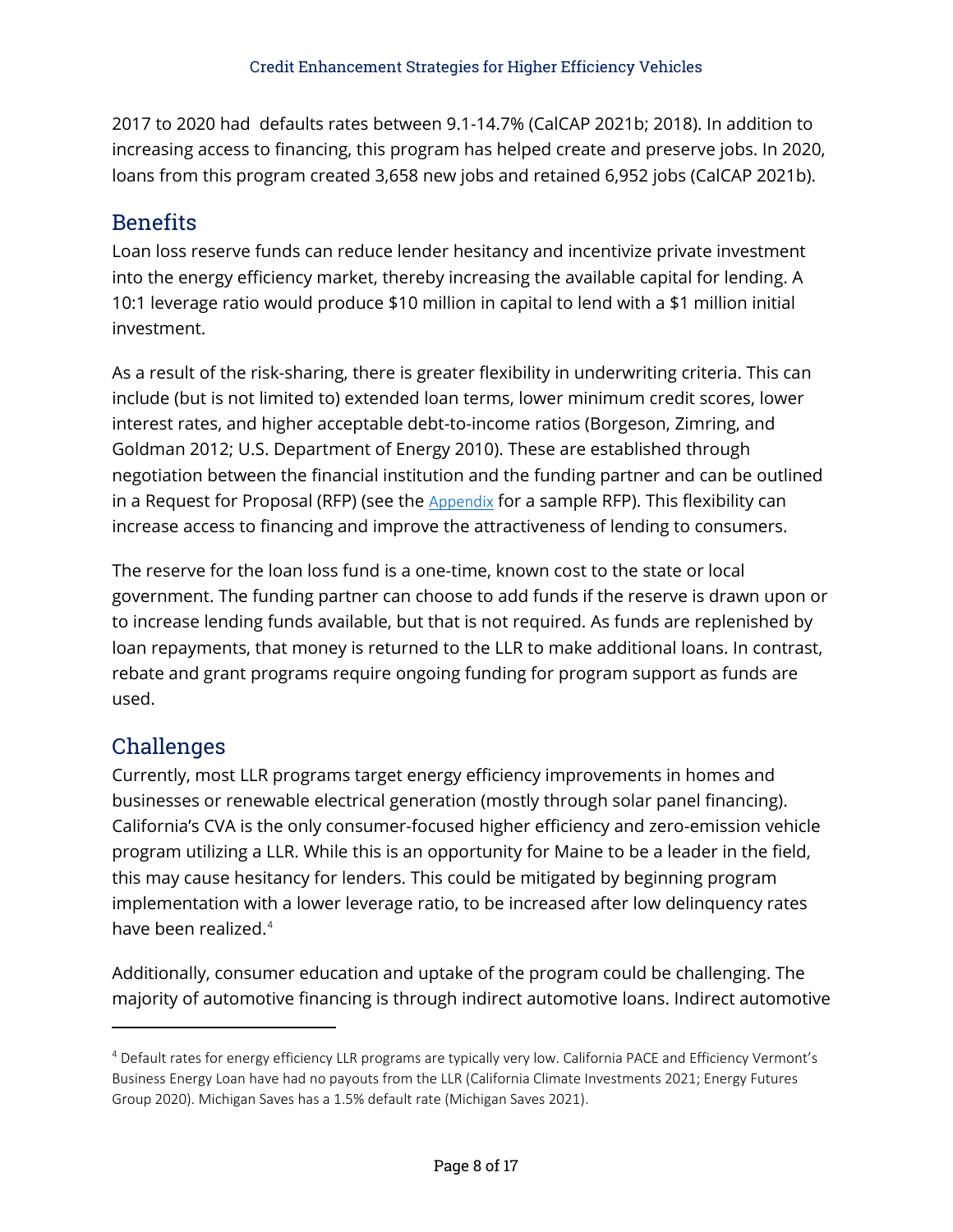2017 to 2020 had defaults rates between 9.1-14.7% (CalCAP 2021b; 2018). In addition to increasing access to financing, this program has helped create and preserve jobs. In 2020, loans from this program created 3,658 new jobs and retained 6,952 jobs (CalCAP 2021b).

## Benefits

Loan loss reserve funds can reduce lender hesitancy and incentivize private investment into the energy efficiency market, thereby increasing the available capital for lending. A 10:1 leverage ratio would produce $10 million in capital to lend with a $1 million initial investment.

As a result of the risk-sharing, there is greater flexibility in underwriting criteria. This can include (but is not limited to) extended loan terms, lower minimum credit scores, lower interest rates, and higher acceptable debt-to-income ratios (Borgeson, Zimring, and Goldman 2012; U.S. Department of Energy 2010). These are established through negotiation between the financial institution and the funding partner and can be outlined in a Request for Proposal (RFP) (see the Appendix for a sample RFP). This flexibility can increase access to financing and improve the attractiveness of lending to consumers.

The reserve for the loan loss fund is a one-time, known cost to the state or local government. The funding partner can choose to add funds if the reserve is drawn upon or to increase lending funds available, but that is not required. As funds are replenished by loan repayments, that money is returned to the LLR to make additional loans. In contrast, rebate and grant programs require ongoing funding for program support as funds are used.

## Challenges

Currently, most LLR programs target energy efficiency improvements in homes and businesses or renewable electrical generation (mostly through solar panel financing). California's CVA is the only consumer-focused higher efficiency and zero-emission vehicle program utilizing a LLR. While this is an opportunity for Maine to be a leader in the field, this may cause hesitancy for lenders. This could be mitigated by beginning program implementation with a lower leverage ratio, to be increased after low delinquency rates have been realized.[4]

Additionally, consumer education and uptake of the program could be challenging. The majority of automotive financing is through indirect automotive loans. Indirect automotive

---

[4] Default rates for energy efficiency LLR programs are typically very low. California PACE and Efficiency Vermont's Business Energy Loan have had no payouts from the LLR (California Climate Investments 2021; Energy Futures Group 2020). Michigan Saves has a 1.5% default rate (Michigan Saves 2021).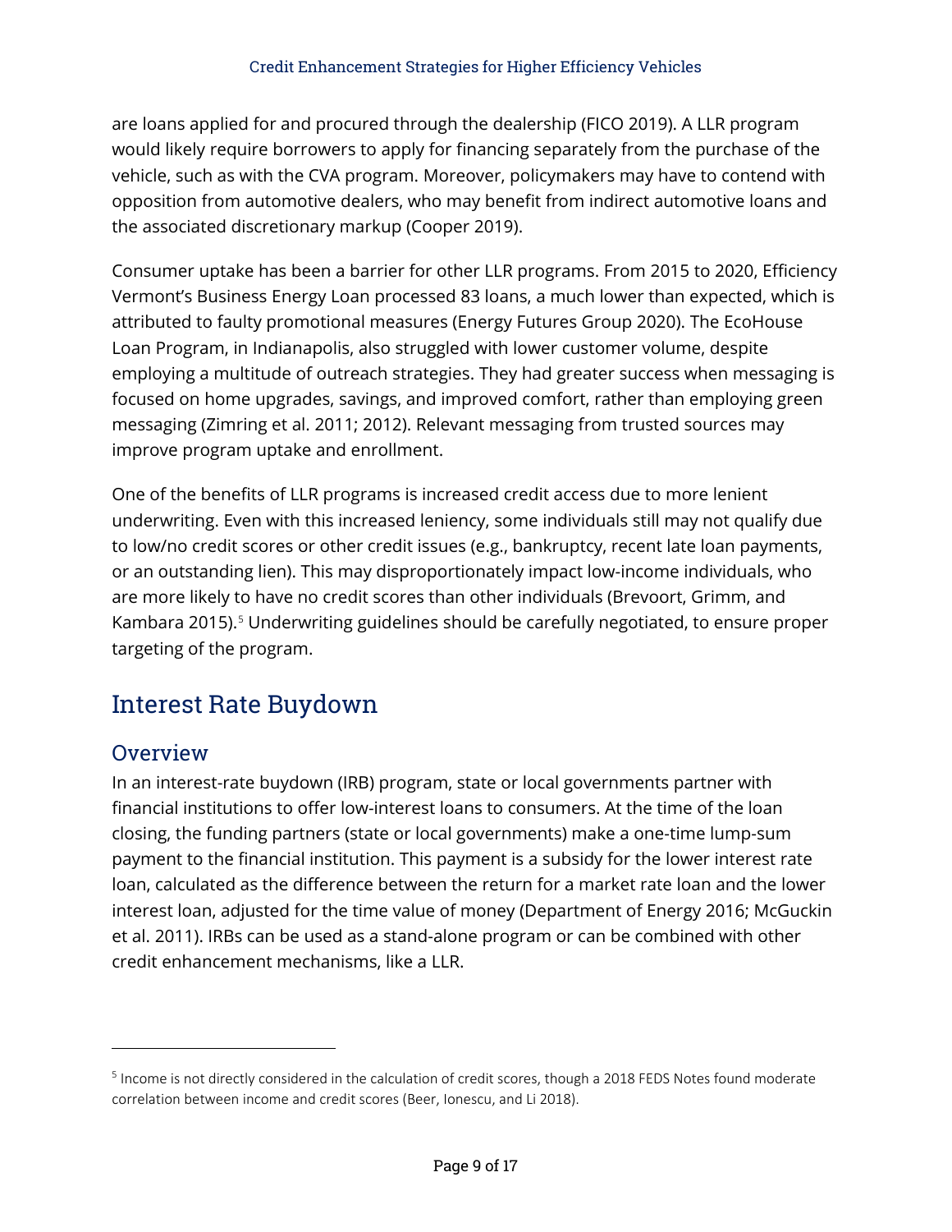are loans applied for and procured through the dealership (FICO 2019). A LLR program would likely require borrowers to apply for financing separately from the purchase of the vehicle, such as with the CVA program. Moreover, policymakers may have to contend with opposition from automotive dealers, who may benefit from indirect automotive loans and the associated discretionary markup (Cooper 2019).

Consumer uptake has been a barrier for other LLR programs. From 2015 to 2020, Efficiency Vermont's Business Energy Loan processed 83 loans, a much lower than expected, which is attributed to faulty promotional measures (Energy Futures Group 2020). The EcoHouse Loan Program, in Indianapolis, also struggled with lower customer volume, despite employing a multitude of outreach strategies. They had greater success when messaging is focused on home upgrades, savings, and improved comfort, rather than employing green messaging (Zimring et al. 2011; 2012). Relevant messaging from trusted sources may improve program uptake and enrollment.

One of the benefits of LLR programs is increased credit access due to more lenient underwriting. Even with this increased leniency, some individuals still may not qualify due to low/no credit scores or other credit issues (e.g., bankruptcy, recent late loan payments, or an outstanding lien). This may disproportionately impact low-income individuals, who are more likely to have no credit scores than other individuals (Brevoort, Grimm, and Kambara 2015).[5] Underwriting guidelines should be carefully negotiated, to ensure proper targeting of the program.

## Interest Rate Buydown

### Overview

In an interest-rate buydown (IRB) program, state or local governments partner with financial institutions to offer low-interest loans to consumers. At the time of the loan closing, the funding partners (state or local governments) make a one-time lump-sum payment to the financial institution. This payment is a subsidy for the lower interest rate loan, calculated as the difference between the return for a market rate loan and the lower interest loan, adjusted for the time value of money (Department of Energy 2016; McGuckin et al. 2011). IRBs can be used as a stand-alone program or can be combined with other credit enhancement mechanisms, like a LLR.

---

[5] Income is not directly considered in the calculation of credit scores, though a 2018 FEDS Notes found moderate correlation between income and credit scores (Beer, Ionescu, and Li 2018).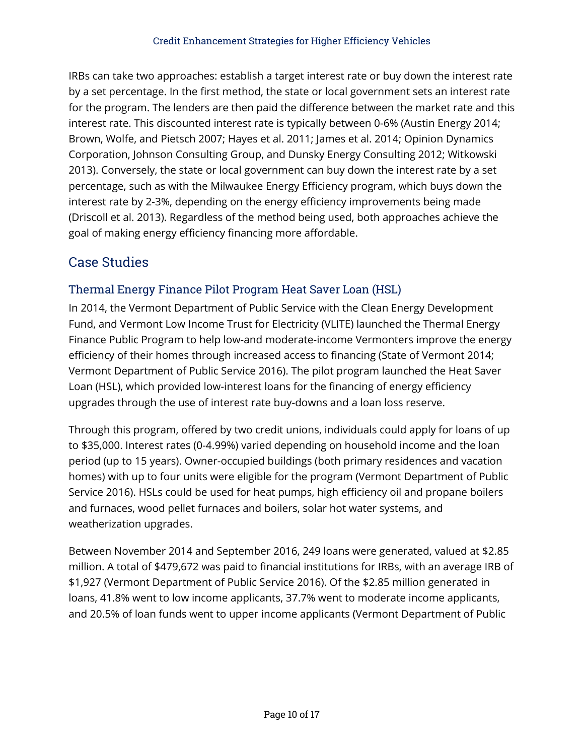IRBs can take two approaches: establish a target interest rate or buy down the interest rate by a set percentage. In the first method, the state or local government sets an interest rate for the program. The lenders are then paid the difference between the market rate and this interest rate. This discounted interest rate is typically between 0-6% (Austin Energy 2014; Brown, Wolfe, and Pietsch 2007; Hayes et al. 2011; James et al. 2014; Opinion Dynamics Corporation, Johnson Consulting Group, and Dunsky Energy Consulting 2012; Witkowski 2013). Conversely, the state or local government can buy down the interest rate by a set percentage, such as with the Milwaukee Energy Efficiency program, which buys down the interest rate by 2-3%, depending on the energy efficiency improvements being made (Driscoll et al. 2013). Regardless of the method being used, both approaches achieve the goal of making energy efficiency financing more affordable.

## Case Studies

### Thermal Energy Finance Pilot Program Heat Saver Loan (HSL)

In 2014, the Vermont Department of Public Service with the Clean Energy Development Fund, and Vermont Low Income Trust for Electricity (VLITE) launched the Thermal Energy Finance Public Program to help low-and moderate-income Vermonters improve the energy efficiency of their homes through increased access to financing (State of Vermont 2014; Vermont Department of Public Service 2016). The pilot program launched the Heat Saver Loan (HSL), which provided low-interest loans for the financing of energy efficiency upgrades through the use of interest rate buy-downs and a loan loss reserve.

Through this program, offered by two credit unions, individuals could apply for loans of up to $35,000. Interest rates (0-4.99%) varied depending on household income and the loan period (up to 15 years). Owner-occupied buildings (both primary residences and vacation homes) with up to four units were eligible for the program (Vermont Department of Public Service 2016). HSLs could be used for heat pumps, high efficiency oil and propane boilers and furnaces, wood pellet furnaces and boilers, solar hot water systems, and weatherization upgrades.

Between November 2014 and September 2016, 249 loans were generated, valued at $2.85 million. A total of $479,672 was paid to financial institutions for IRBs, with an average IRB of $1,927 (Vermont Department of Public Service 2016). Of the $2.85 million generated in loans, 41.8% went to low income applicants, 37.7% went to moderate income applicants, and 20.5% of loan funds went to upper income applicants (Vermont Department of Public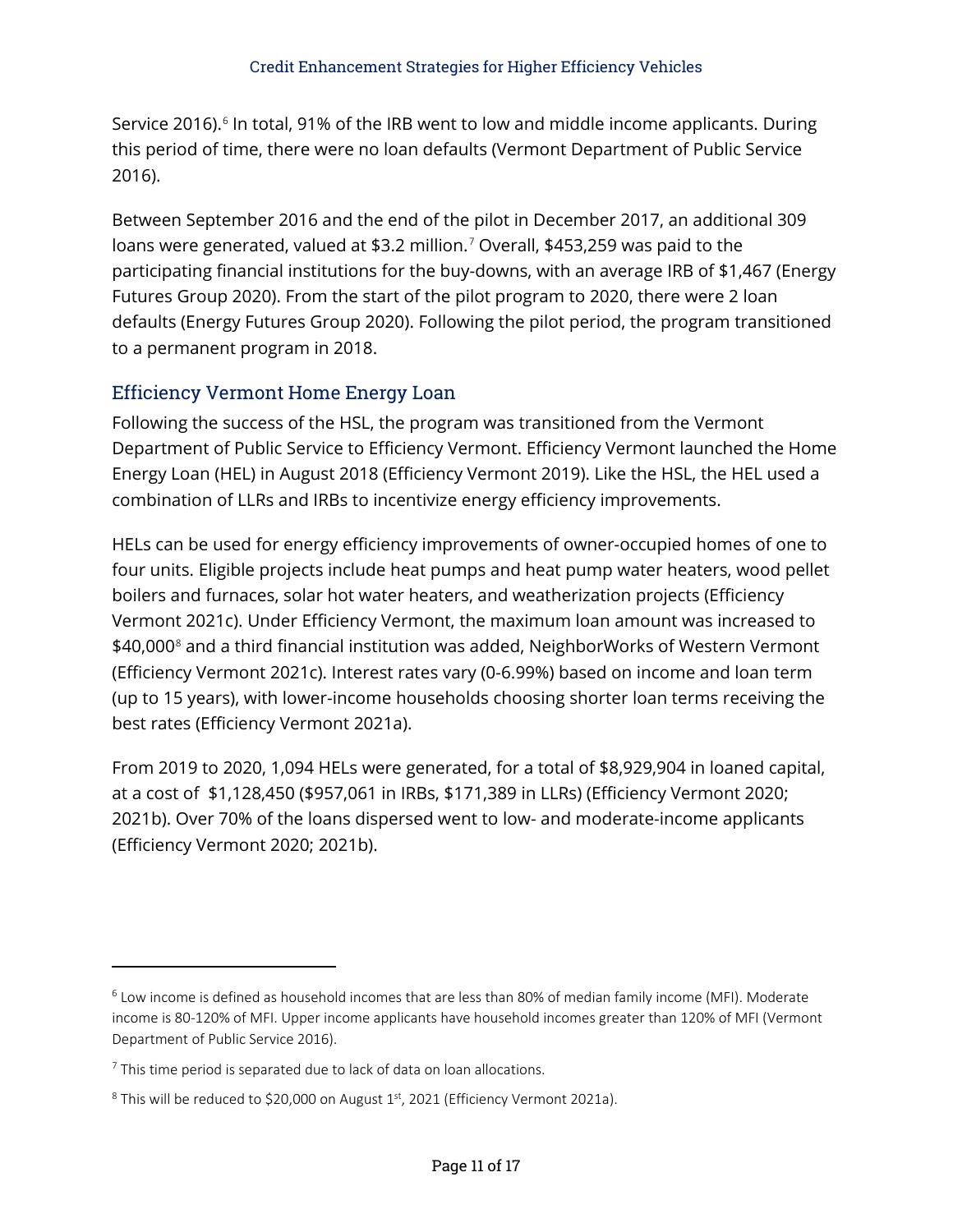Service 2016).[6] In total, 91% of the IRB went to low and middle income applicants. During this period of time, there were no loan defaults (Vermont Department of Public Service 2016).

Between September 2016 and the end of the pilot in December 2017, an additional 309 loans were generated, valued at $3.2 million.[7] Overall, $453,259 was paid to the participating financial institutions for the buy-downs, with an average IRB of $1,467 (Energy Futures Group 2020). From the start of the pilot program to 2020, there were 2 loan defaults (Energy Futures Group 2020). Following the pilot period, the program transitioned to a permanent program in 2018.

## Efficiency Vermont Home Energy Loan

Following the success of the HSL, the program was transitioned from the Vermont Department of Public Service to Efficiency Vermont. Efficiency Vermont launched the Home Energy Loan (HEL) in August 2018 (Efficiency Vermont 2019). Like the HSL, the HEL used a combination of LLRs and IRBs to incentivize energy efficiency improvements.

HELs can be used for energy efficiency improvements of owner-occupied homes of one to four units. Eligible projects include heat pumps and heat pump water heaters, wood pellet boilers and furnaces, solar hot water heaters, and weatherization projects (Efficiency Vermont 2021c). Under Efficiency Vermont, the maximum loan amount was increased to $40,000[8] and a third financial institution was added, NeighborWorks of Western Vermont (Efficiency Vermont 2021c). Interest rates vary (0-6.99%) based on income and loan term (up to 15 years), with lower-income households choosing shorter loan terms receiving the best rates (Efficiency Vermont 2021a).

From 2019 to 2020, 1,094 HELs were generated, for a total of $8,929,904 in loaned capital, at a cost of $1,128,450 ($957,061 in IRBs, $171,389 in LLRs) (Efficiency Vermont 2020; 2021b). Over 70% of the loans dispersed went to low- and moderate-income applicants (Efficiency Vermont 2020; 2021b).

---

[6] Low income is defined as household incomes that are less than 80% of median family income (MFI). Moderate income is 80-120% of MFI. Upper income applicants have household incomes greater than 120% of MFI (Vermont Department of Public Service 2016).

[7] This time period is separated due to lack of data on loan allocations.

[8] This will be reduced to $20,000 on August 1st, 2021 (Efficiency Vermont 2021a).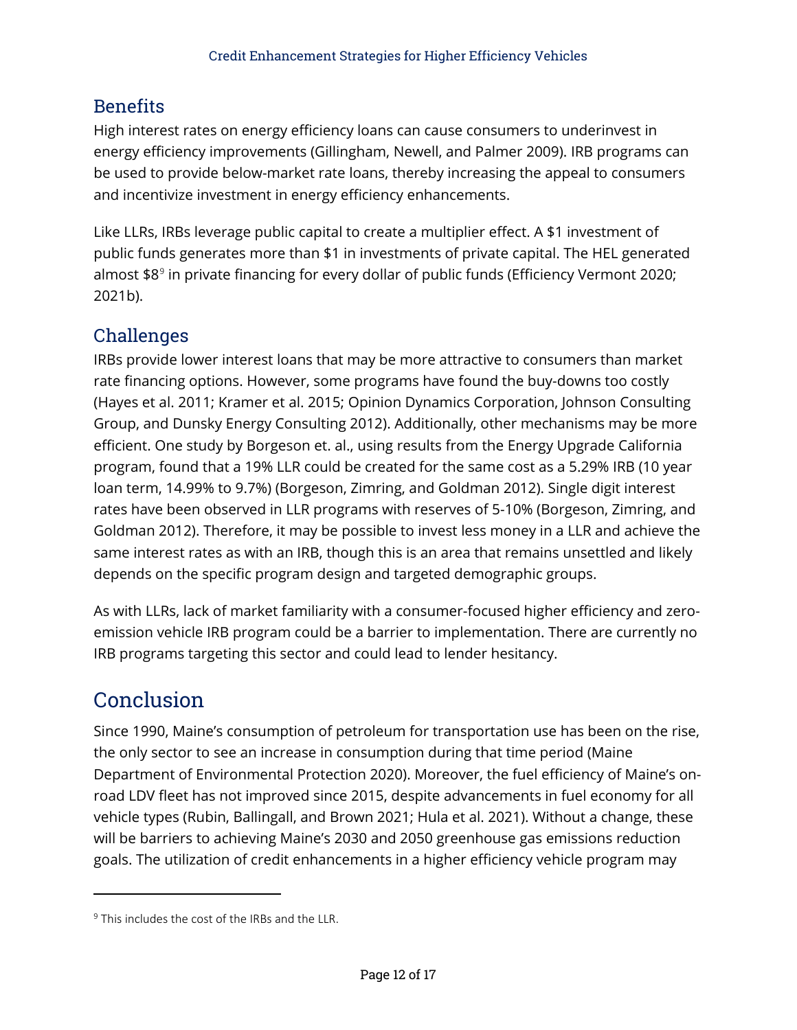## Benefits

High interest rates on energy efficiency loans can cause consumers to underinvest in energy efficiency improvements (Gillingham, Newell, and Palmer 2009). IRB programs can be used to provide below-market rate loans, thereby increasing the appeal to consumers and incentivize investment in energy efficiency enhancements.

Like LLRs, IRBs leverage public capital to create a multiplier effect. A $1 investment of public funds generates more than $1 in investments of private capital. The HEL generated almost $8[9] in private financing for every dollar of public funds (Efficiency Vermont 2020; 2021b).

## Challenges

IRBs provide lower interest loans that may be more attractive to consumers than market rate financing options. However, some programs have found the buy-downs too costly (Hayes et al. 2011; Kramer et al. 2015; Opinion Dynamics Corporation, Johnson Consulting Group, and Dunsky Energy Consulting 2012). Additionally, other mechanisms may be more efficient. One study by Borgeson et. al., using results from the Energy Upgrade California program, found that a 19% LLR could be created for the same cost as a 5.29% IRB (10 year loan term, 14.99% to 9.7%) (Borgeson, Zimring, and Goldman 2012). Single digit interest rates have been observed in LLR programs with reserves of 5-10% (Borgeson, Zimring, and Goldman 2012). Therefore, it may be possible to invest less money in a LLR and achieve the same interest rates as with an IRB, though this is an area that remains unsettled and likely depends on the specific program design and targeted demographic groups.

As with LLRs, lack of market familiarity with a consumer-focused higher efficiency and zero-emission vehicle IRB program could be a barrier to implementation. There are currently no IRB programs targeting this sector and could lead to lender hesitancy.

# Conclusion

Since 1990, Maine's consumption of petroleum for transportation use has been on the rise, the only sector to see an increase in consumption during that time period (Maine Department of Environmental Protection 2020). Moreover, the fuel efficiency of Maine's on-road LDV fleet has not improved since 2015, despite advancements in fuel economy for all vehicle types (Rubin, Ballingall, and Brown 2021; Hula et al. 2021). Without a change, these will be barriers to achieving Maine's 2030 and 2050 greenhouse gas emissions reduction goals. The utilization of credit enhancements in a higher efficiency vehicle program may

---

[9] This includes the cost of the IRBs and the LLR.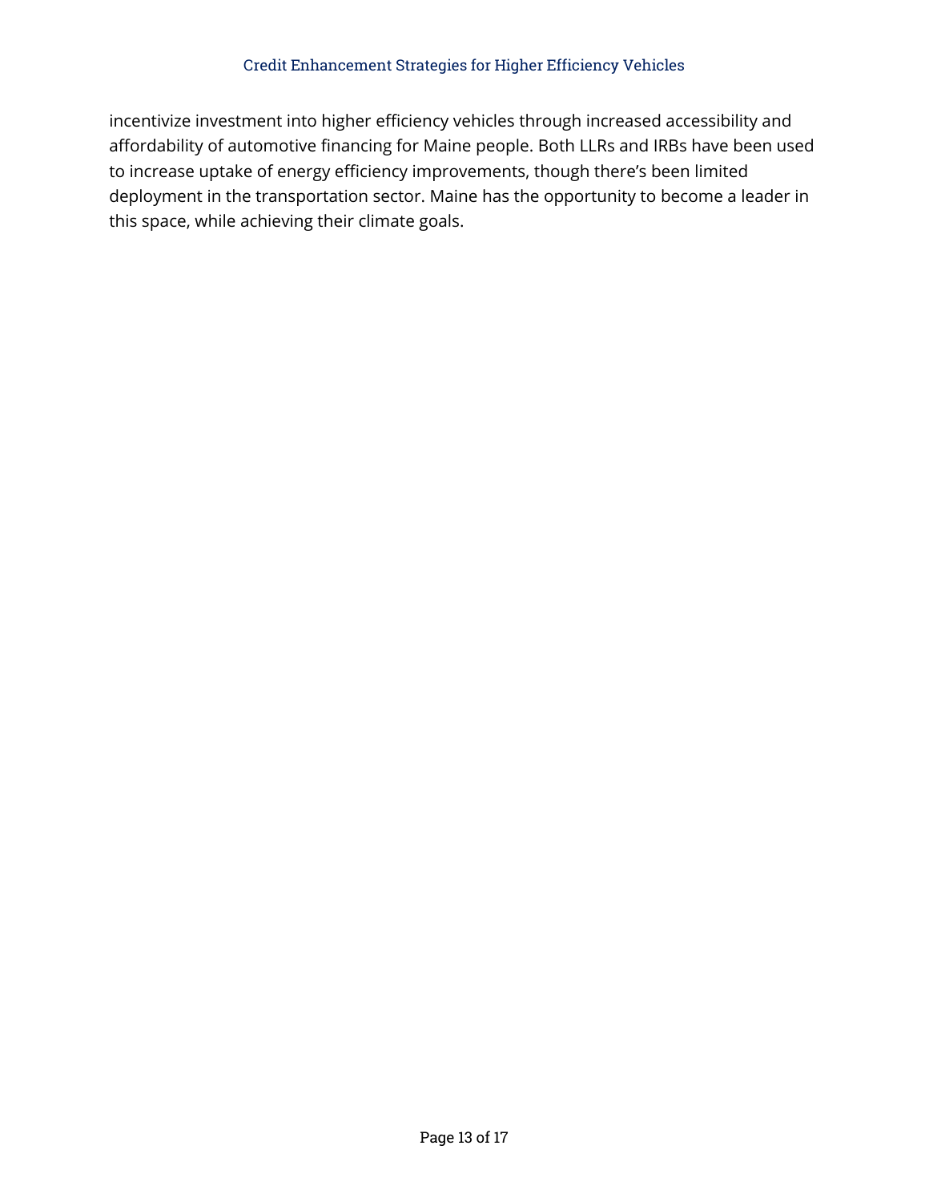incentivize investment into higher efficiency vehicles through increased accessibility and affordability of automotive financing for Maine people. Both LLRs and IRBs have been used to increase uptake of energy efficiency improvements, though there's been limited deployment in the transportation sector. Maine has the opportunity to become a leader in this space, while achieving their climate goals.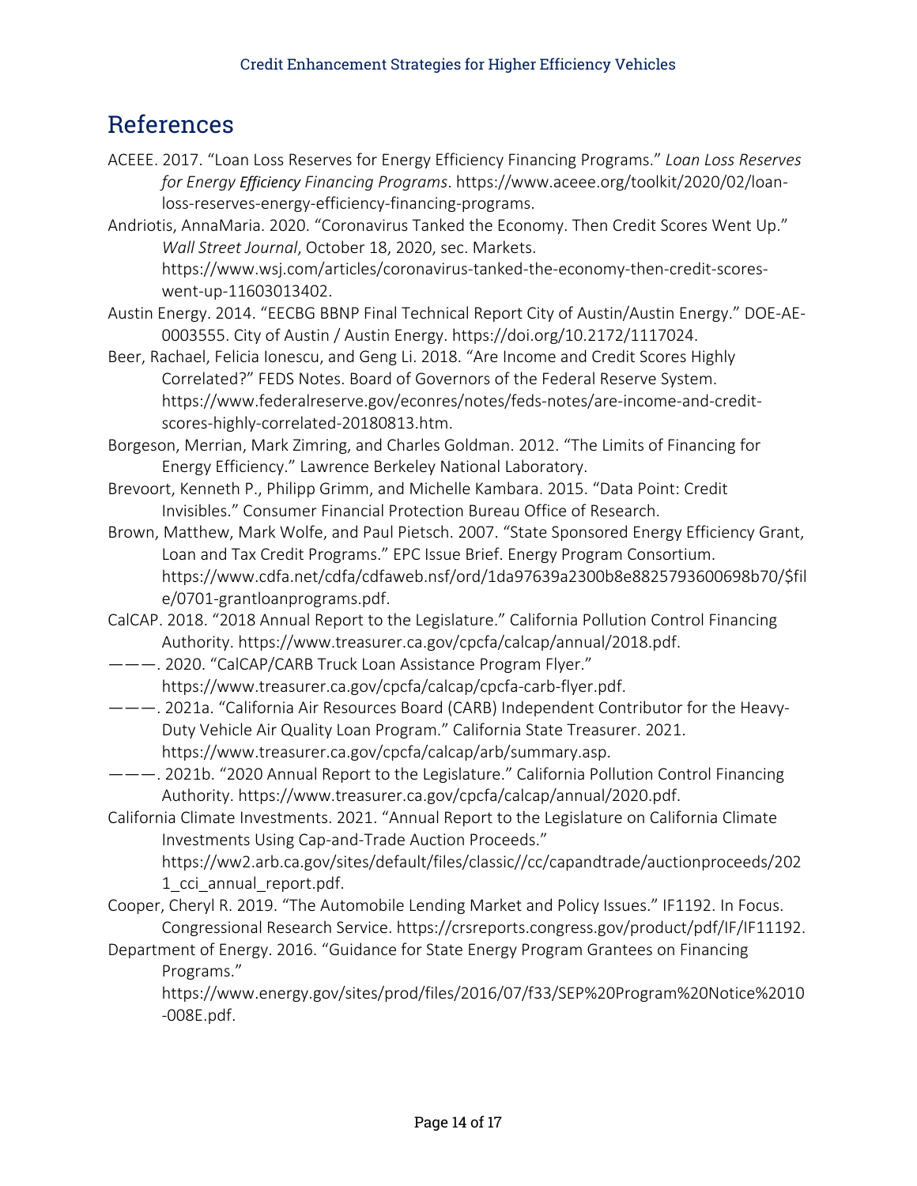# References

ACEEE. 2017. "Loan Loss Reserves for Energy Efficiency Financing Programs." *Loan Loss Reserves for Energy Efficiency Financing Programs*. https://www.aceee.org/toolkit/2020/02/loan-loss-reserves-energy-efficiency-financing-programs.

Andriotis, AnnaMaria. 2020. "Coronavirus Tanked the Economy. Then Credit Scores Went Up." *Wall Street Journal*, October 18, 2020, sec. Markets. https://www.wsj.com/articles/coronavirus-tanked-the-economy-then-credit-scores-went-up-11603013402.

Austin Energy. 2014. "EECBG BBNP Final Technical Report City of Austin/Austin Energy." DOE-AE-0003555. City of Austin / Austin Energy. https://doi.org/10.2172/1117024.

Beer, Rachael, Felicia Ionescu, and Geng Li. 2018. "Are Income and Credit Scores Highly Correlated?" FEDS Notes. Board of Governors of the Federal Reserve System. https://www.federalreserve.gov/econres/notes/feds-notes/are-income-and-credit-scores-highly-correlated-20180813.htm.

Borgeson, Merrian, Mark Zimring, and Charles Goldman. 2012. "The Limits of Financing for Energy Efficiency." Lawrence Berkeley National Laboratory.

Brevoort, Kenneth P., Philipp Grimm, and Michelle Kambara. 2015. "Data Point: Credit Invisibles." Consumer Financial Protection Bureau Office of Research.

Brown, Matthew, Mark Wolfe, and Paul Pietsch. 2007. "State Sponsored Energy Efficiency Grant, Loan and Tax Credit Programs." EPC Issue Brief. Energy Program Consortium. https://www.cdfa.net/cdfa/cdfaweb.nsf/ord/1da97639a2300b8e8825793600698b70/$file/0701-grantloanprograms.pdf.

CalCAP. 2018. "2018 Annual Report to the Legislature." California Pollution Control Financing Authority. https://www.treasurer.ca.gov/cpcfa/calcap/annual/2018.pdf.

———. 2020. "CalCAP/CARB Truck Loan Assistance Program Flyer." https://www.treasurer.ca.gov/cpcfa/calcap/cpcfa-carb-flyer.pdf.

———. 2021a. "California Air Resources Board (CARB) Independent Contributor for the Heavy-Duty Vehicle Air Quality Loan Program." California State Treasurer. 2021. https://www.treasurer.ca.gov/cpcfa/calcap/arb/summary.asp.

———. 2021b. "2020 Annual Report to the Legislature." California Pollution Control Financing Authority. https://www.treasurer.ca.gov/cpcfa/calcap/annual/2020.pdf.

California Climate Investments. 2021. "Annual Report to the Legislature on California Climate Investments Using Cap-and-Trade Auction Proceeds." https://ww2.arb.ca.gov/sites/default/files/classic//cc/capandtrade/auctionproceeds/2021_cci_annual_report.pdf.

Cooper, Cheryl R. 2019. "The Automobile Lending Market and Policy Issues." IF1192. In Focus. Congressional Research Service. https://crsreports.congress.gov/product/pdf/IF/IF11192.

Department of Energy. 2016. "Guidance for State Energy Program Grantees on Financing Programs." https://www.energy.gov/sites/prod/files/2016/07/f33/SEP%20Program%20Notice%2010-008E.pdf.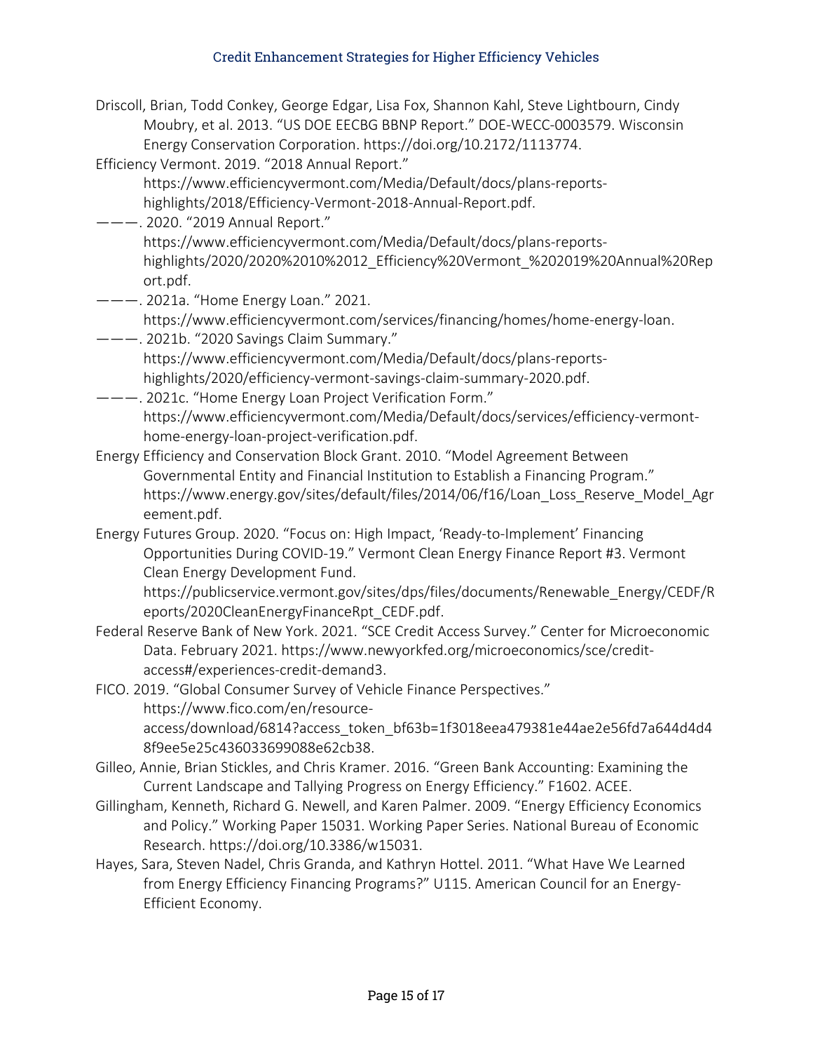Driscoll, Brian, Todd Conkey, George Edgar, Lisa Fox, Shannon Kahl, Steve Lightbourn, Cindy Moubry, et al. 2013. "US DOE EECBG BBNP Report." DOE-WECC-0003579. Wisconsin Energy Conservation Corporation. https://doi.org/10.2172/1113774.

Efficiency Vermont. 2019. "2018 Annual Report." https://www.efficiencyvermont.com/Media/Default/docs/plans-reports-highlights/2018/Efficiency-Vermont-2018-Annual-Report.pdf.

———. 2020. "2019 Annual Report." https://www.efficiencyvermont.com/Media/Default/docs/plans-reports-highlights/2020/2020%2010%2012_Efficiency%20Vermont_%202019%20Annual%20Report.pdf.

———. 2021a. "Home Energy Loan." 2021. https://www.efficiencyvermont.com/services/financing/homes/home-energy-loan.

———. 2021b. "2020 Savings Claim Summary." https://www.efficiencyvermont.com/Media/Default/docs/plans-reports-highlights/2020/efficiency-vermont-savings-claim-summary-2020.pdf.

———. 2021c. "Home Energy Loan Project Verification Form." https://www.efficiencyvermont.com/Media/Default/docs/services/efficiency-vermont-home-energy-loan-project-verification.pdf.

Energy Efficiency and Conservation Block Grant. 2010. "Model Agreement Between Governmental Entity and Financial Institution to Establish a Financing Program." https://www.energy.gov/sites/default/files/2014/06/f16/Loan_Loss_Reserve_Model_Agreement.pdf.

Energy Futures Group. 2020. "Focus on: High Impact, 'Ready-to-Implement' Financing Opportunities During COVID-19." Vermont Clean Energy Finance Report #3. Vermont Clean Energy Development Fund. https://publicservice.vermont.gov/sites/dps/files/documents/Renewable_Energy/CEDF/Reports/2020CleanEnergyFinanceRpt_CEDF.pdf.

Federal Reserve Bank of New York. 2021. "SCE Credit Access Survey." Center for Microeconomic Data. February 2021. https://www.newyorkfed.org/microeconomics/sce/credit-access#/experiences-credit-demand3.

FICO. 2019. "Global Consumer Survey of Vehicle Finance Perspectives." https://www.fico.com/en/resource-access/download/6814?access_token_bf63b=1f3018eea479381e44ae2e56fd7a644d4d48f9ee5e25c436033699088e62cb38.

Gilleo, Annie, Brian Stickles, and Chris Kramer. 2016. "Green Bank Accounting: Examining the Current Landscape and Tallying Progress on Energy Efficiency." F1602. ACEE.

Gillingham, Kenneth, Richard G. Newell, and Karen Palmer. 2009. "Energy Efficiency Economics and Policy." Working Paper 15031. Working Paper Series. National Bureau of Economic Research. https://doi.org/10.3386/w15031.

Hayes, Sara, Steven Nadel, Chris Granda, and Kathryn Hottel. 2011. "What Have We Learned from Energy Efficiency Financing Programs?" U115. American Council for an Energy-Efficient Economy.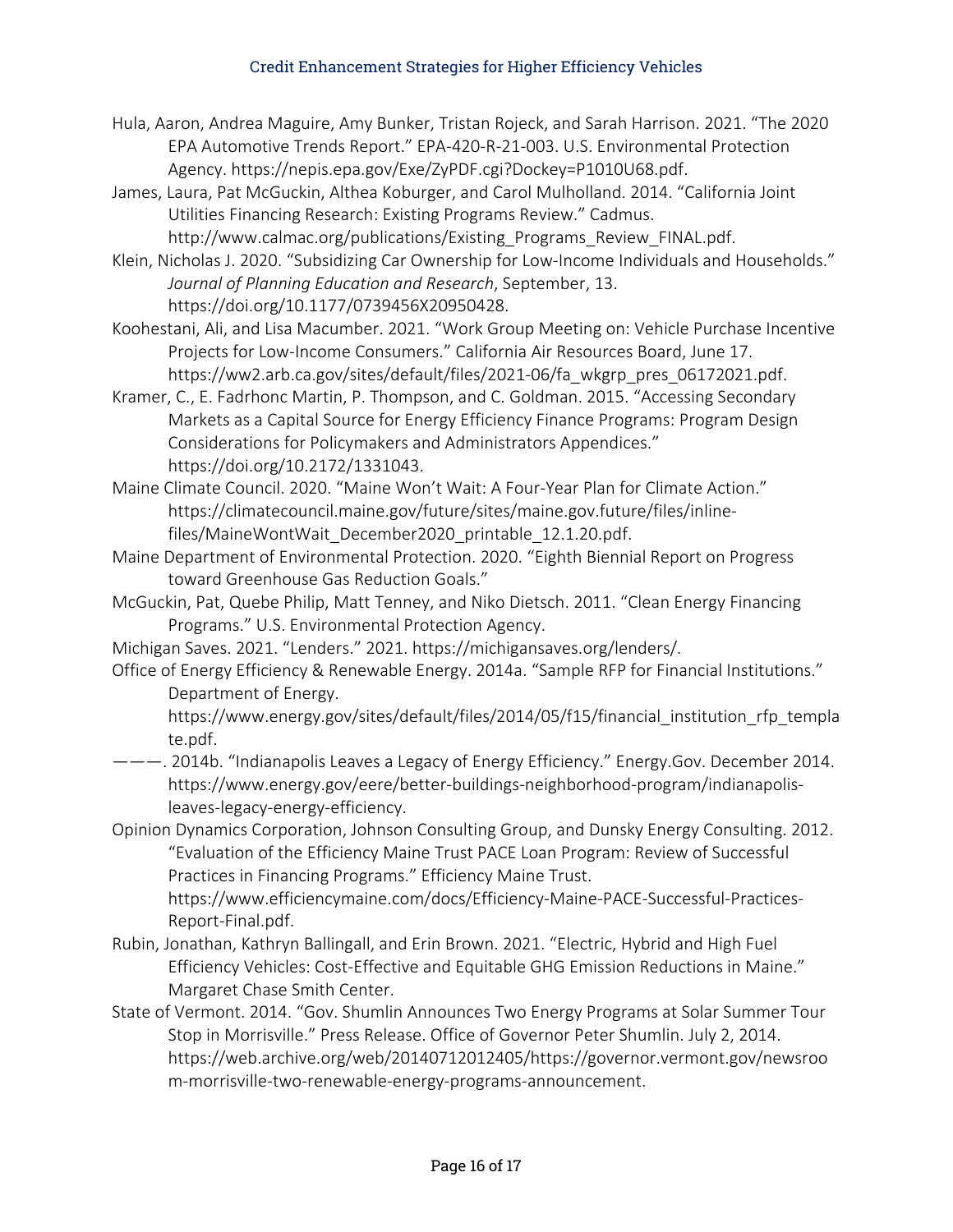Hula, Aaron, Andrea Maguire, Amy Bunker, Tristan Rojeck, and Sarah Harrison. 2021. "The 2020 EPA Automotive Trends Report." EPA-420-R-21-003. U.S. Environmental Protection Agency. https://nepis.epa.gov/Exe/ZyPDF.cgi?Dockey=P1010U68.pdf.

James, Laura, Pat McGuckin, Althea Koburger, and Carol Mulholland. 2014. "California Joint Utilities Financing Research: Existing Programs Review." Cadmus. http://www.calmac.org/publications/Existing_Programs_Review_FINAL.pdf.

Klein, Nicholas J. 2020. "Subsidizing Car Ownership for Low-Income Individuals and Households." *Journal of Planning Education and Research*, September, 13. https://doi.org/10.1177/0739456X20950428.

Koohestani, Ali, and Lisa Macumber. 2021. "Work Group Meeting on: Vehicle Purchase Incentive Projects for Low-Income Consumers." California Air Resources Board, June 17. https://ww2.arb.ca.gov/sites/default/files/2021-06/fa_wkgrp_pres_06172021.pdf.

Kramer, C., E. Fadrhonc Martin, P. Thompson, and C. Goldman. 2015. "Accessing Secondary Markets as a Capital Source for Energy Efficiency Finance Programs: Program Design Considerations for Policymakers and Administrators Appendices." https://doi.org/10.2172/1331043.

Maine Climate Council. 2020. "Maine Won't Wait: A Four-Year Plan for Climate Action." https://climatecouncil.maine.gov/future/sites/maine.gov.future/files/inline-files/MaineWontWait_December2020_printable_12.1.20.pdf.

Maine Department of Environmental Protection. 2020. "Eighth Biennial Report on Progress toward Greenhouse Gas Reduction Goals."

McGuckin, Pat, Quebe Philip, Matt Tenney, and Niko Dietsch. 2011. "Clean Energy Financing Programs." U.S. Environmental Protection Agency.

Michigan Saves. 2021. "Lenders." 2021. https://michigansaves.org/lenders/.

Office of Energy Efficiency & Renewable Energy. 2014a. "Sample RFP for Financial Institutions." Department of Energy. https://www.energy.gov/sites/default/files/2014/05/f15/financial_institution_rfp_template.pdf.

———. 2014b. "Indianapolis Leaves a Legacy of Energy Efficiency." Energy.Gov. December 2014. https://www.energy.gov/eere/better-buildings-neighborhood-program/indianapolis-leaves-legacy-energy-efficiency.

Opinion Dynamics Corporation, Johnson Consulting Group, and Dunsky Energy Consulting. 2012. "Evaluation of the Efficiency Maine Trust PACE Loan Program: Review of Successful Practices in Financing Programs." Efficiency Maine Trust. https://www.efficiencymaine.com/docs/Efficiency-Maine-PACE-Successful-Practices-Report-Final.pdf.

Rubin, Jonathan, Kathryn Ballingall, and Erin Brown. 2021. "Electric, Hybrid and High Fuel Efficiency Vehicles: Cost-Effective and Equitable GHG Emission Reductions in Maine." Margaret Chase Smith Center.

State of Vermont. 2014. "Gov. Shumlin Announces Two Energy Programs at Solar Summer Tour Stop in Morrisville." Press Release. Office of Governor Peter Shumlin. July 2, 2014. https://web.archive.org/web/20140712012405/https://governor.vermont.gov/newsroom-morrisville-two-renewable-energy-programs-announcement.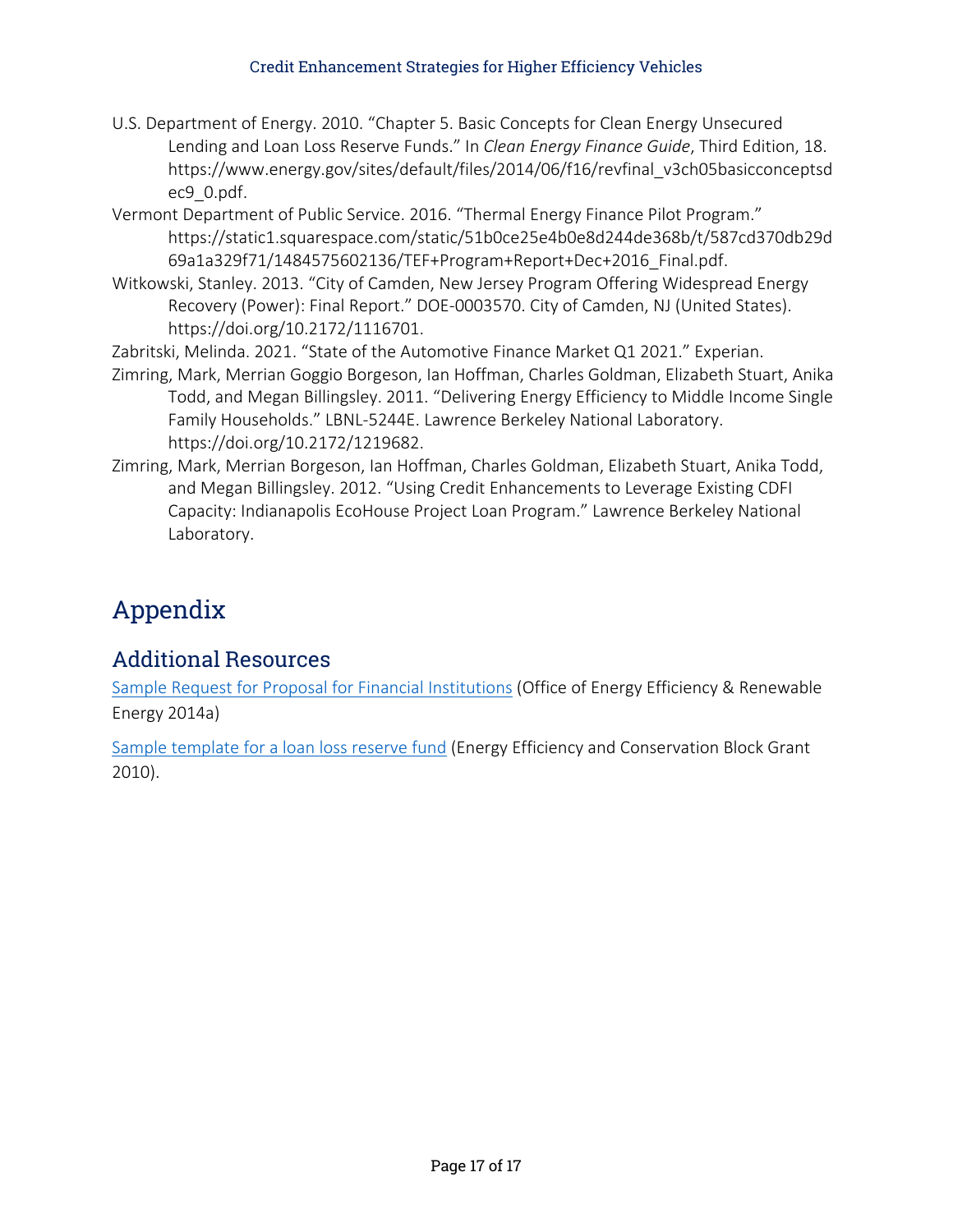U.S. Department of Energy. 2010. "Chapter 5. Basic Concepts for Clean Energy Unsecured Lending and Loan Loss Reserve Funds." In *Clean Energy Finance Guide*, Third Edition, 18. https://www.energy.gov/sites/default/files/2014/06/f16/revfinal_v3ch05basicconceptsdec9_0.pdf.

Vermont Department of Public Service. 2016. "Thermal Energy Finance Pilot Program." https://static1.squarespace.com/static/51b0ce25e4b0e8d244de368b/t/587cd370db29d69a1a329f71/1484575602136/TEF+Program+Report+Dec+2016_Final.pdf.

Witkowski, Stanley. 2013. "City of Camden, New Jersey Program Offering Widespread Energy Recovery (Power): Final Report." DOE-0003570. City of Camden, NJ (United States). https://doi.org/10.2172/1116701.

Zabritski, Melinda. 2021. "State of the Automotive Finance Market Q1 2021." Experian.

Zimring, Mark, Merrian Goggio Borgeson, Ian Hoffman, Charles Goldman, Elizabeth Stuart, Anika Todd, and Megan Billingsley. 2011. "Delivering Energy Efficiency to Middle Income Single Family Households." LBNL-5244E. Lawrence Berkeley National Laboratory. https://doi.org/10.2172/1219682.

Zimring, Mark, Merrian Borgeson, Ian Hoffman, Charles Goldman, Elizabeth Stuart, Anika Todd, and Megan Billingsley. 2012. "Using Credit Enhancements to Leverage Existing CDFI Capacity: Indianapolis EcoHouse Project Loan Program." Lawrence Berkeley National Laboratory.

# Appendix

## Additional Resources

Sample Request for Proposal for Financial Institutions (Office of Energy Efficiency & Renewable Energy 2014a)

Sample template for a loan loss reserve fund (Energy Efficiency and Conservation Block Grant 2010).